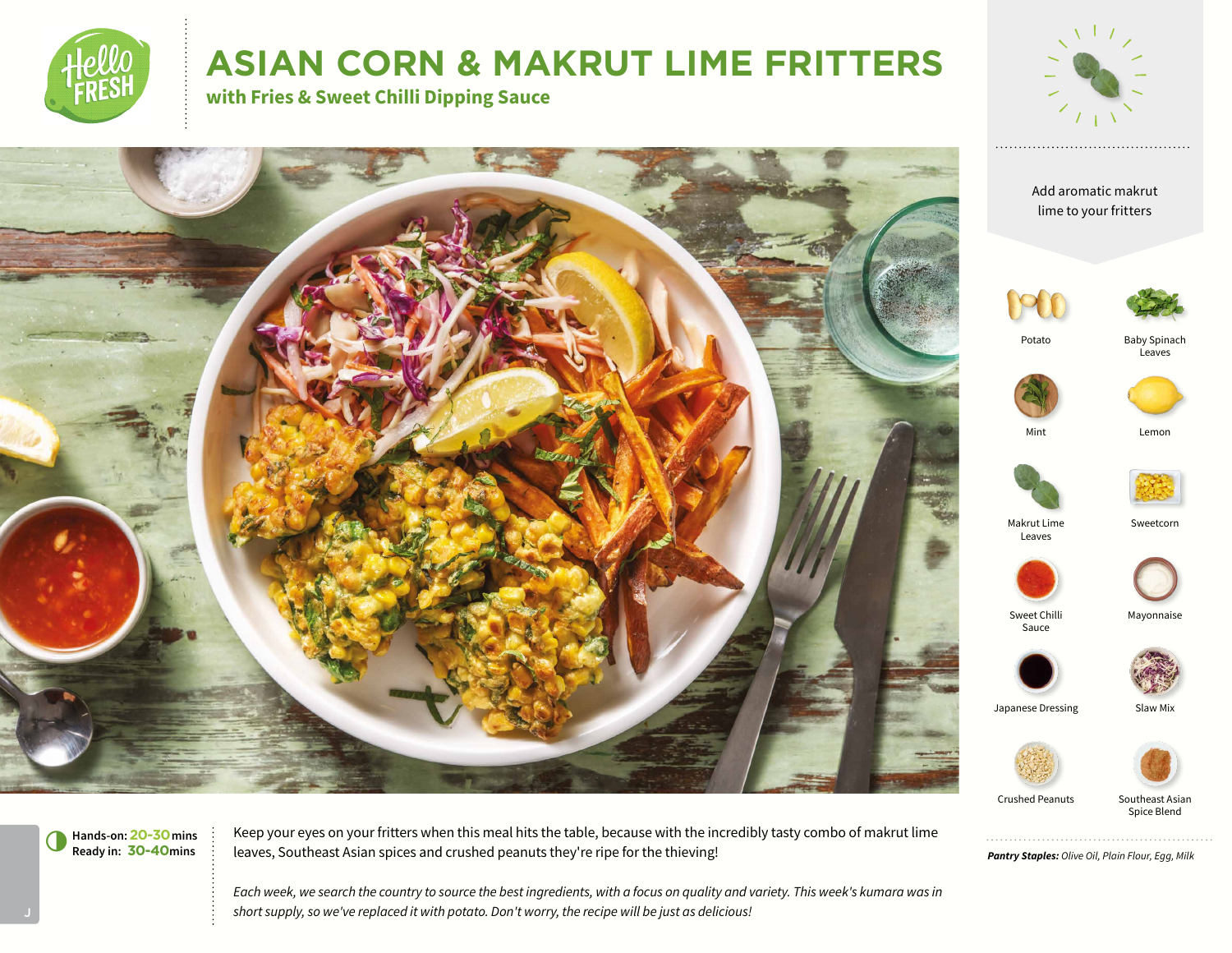# ASIAN CORN & MAKRUT LIME FRITTERS

## with Fries & Sweet Chilli Dipping Sauce

Add aromatic makrut lime to your fritters

- Potato
- Baby Spinach Leaves
- Mint
- Lemon
- Makrut Lime Leaves
- Sweetcorn
- Sweet Chilli Sauce
- Mayonnaise
- Japanese Dressing
- Slaw Mix
- Crushed Peanuts
- Southeast Asian Spice Blend

***Pantry Staples:*** *Olive Oil, Plain Flour, Egg, Milk*

**Hands-on: 20-30 mins**
**Ready in: 30-40 mins**

Keep your eyes on your fritters when this meal hits the table, because with the incredibly tasty combo of makrut lime leaves, Southeast Asian spices and crushed peanuts they're ripe for the thieving!

*Each week, we search the country to source the best ingredients, with a focus on quality and variety. This week's kumara was in short supply, so we've replaced it with potato. Don't worry, the recipe will be just as delicious!*

J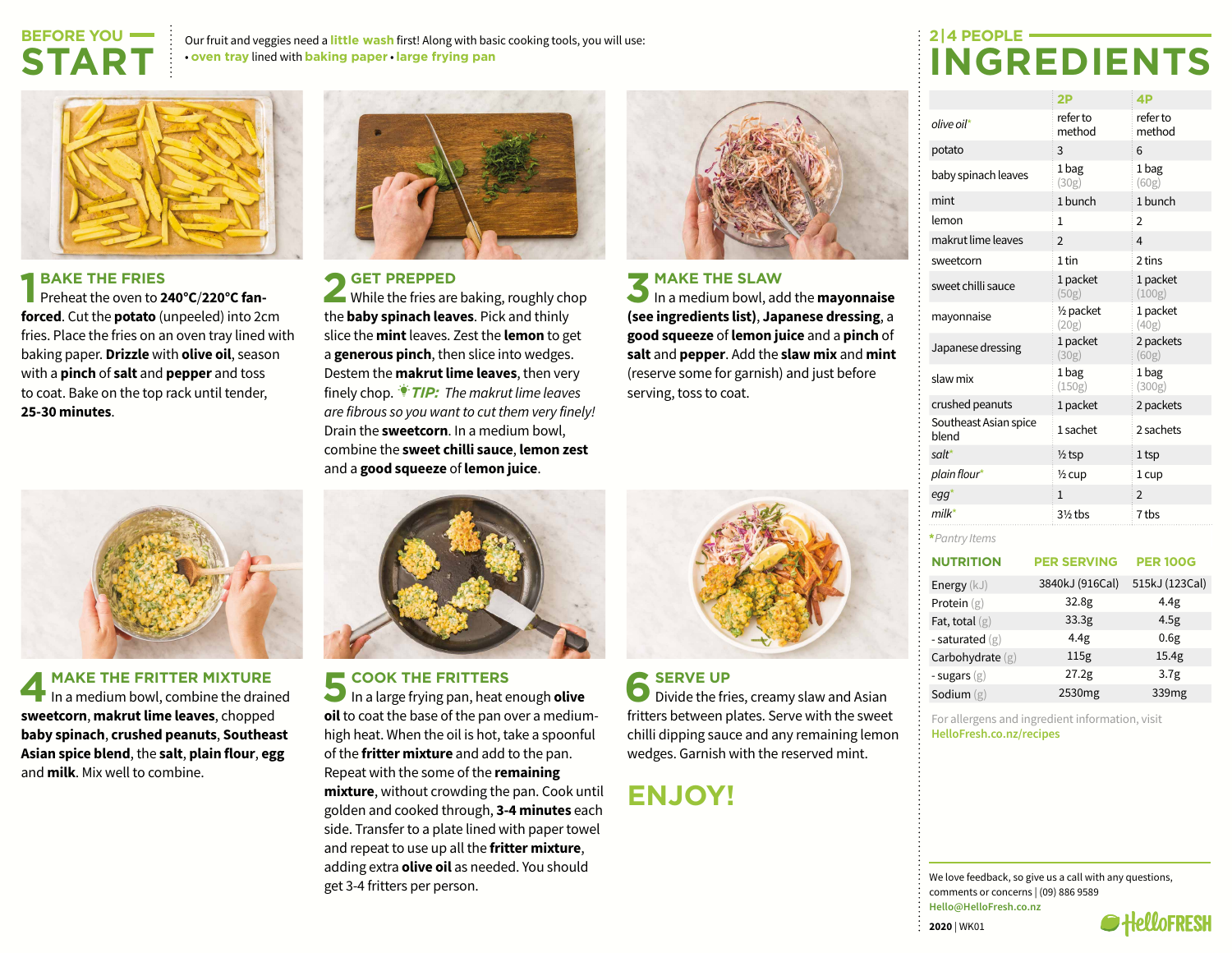## BEFORE YOU START

Our fruit and veggies need a **little wash** first! Along with basic cooking tools, you will use:
• **oven tray** lined with **baking paper** • **large frying pan**

### 1 BAKE THE FRIES

Preheat the oven to **240°C/220°C fan-forced**. Cut the **potato** (unpeeled) into 2cm fries. Place the fries on an oven tray lined with baking paper. **Drizzle** with **olive oil**, season with a **pinch** of **salt** and **pepper** and toss to coat. Bake on the top rack until tender, **25-30 minutes**.

### 2 GET PREPPED

While the fries are baking, roughly chop the **baby spinach leaves**. Pick and thinly slice the **mint** leaves. Zest the **lemon** to get a **generous pinch**, then slice into wedges. Destem the **makrut lime leaves**, then very finely chop. *TIP: The makrut lime leaves are fibrous so you want to cut them very finely!* Drain the **sweetcorn**. In a medium bowl, combine the **sweet chilli sauce**, **lemon zest** and a **good squeeze** of **lemon juice**.

### 3 MAKE THE SLAW

In a medium bowl, add the **mayonnaise (see ingredients list)**, **Japanese dressing**, a **good squeeze** of **lemon juice** and a **pinch** of **salt** and **pepper**. Add the **slaw mix** and **mint** (reserve some for garnish) and just before serving, toss to coat.

### 4 MAKE THE FRITTER MIXTURE

In a medium bowl, combine the drained **sweetcorn**, **makrut lime leaves**, chopped **baby spinach**, **crushed peanuts**, **Southeast Asian spice blend**, the **salt**, **plain flour**, **egg** and **milk**. Mix well to combine.

### 5 COOK THE FRITTERS

In a large frying pan, heat enough **olive oil** to coat the base of the pan over a medium-high heat. When the oil is hot, take a spoonful of the **fritter mixture** and add to the pan. Repeat with the some of the **remaining mixture**, without crowding the pan. Cook until golden and cooked through, **3-4 minutes** each side. Transfer to a plate lined with paper towel and repeat to use up all the **fritter mixture**, adding extra **olive oil** as needed. You should get 3-4 fritters per person.

### 6 SERVE UP

Divide the fries, creamy slaw and Asian fritters between plates. Serve with the sweet chilli dipping sauce and any remaining lemon wedges. Garnish with the reserved mint.

**ENJOY!**

## 2|4 PEOPLE INGREDIENTS

| | 2P | 4P |
|---|---|---|
| *olive oil** | refer to method | refer to method |
| potato | 3 | 6 |
| baby spinach leaves | 1 bag (30g) | 1 bag (60g) |
| mint | 1 bunch | 1 bunch |
| lemon | 1 | 2 |
| makrut lime leaves | 2 | 4 |
| sweetcorn | 1 tin | 2 tins |
| sweet chilli sauce | 1 packet (50g) | 1 packet (100g) |
| mayonnaise | ½ packet (20g) | 1 packet (40g) |
| Japanese dressing | 1 packet (30g) | 2 packets (60g) |
| slaw mix | 1 bag (150g) | 1 bag (300g) |
| crushed peanuts | 1 packet | 2 packets |
| Southeast Asian spice blend | 1 sachet | 2 sachets |
| *salt** | ½ tsp | 1 tsp |
| *plain flour** | ½ cup | 1 cup |
| *egg** | 1 | 2 |
| *milk** | 3½ tbs | 7 tbs |

*Pantry Items

| NUTRITION | PER SERVING | PER 100G |
|---|---|---|
| Energy (kJ) | 3840kJ (916Cal) | 515kJ (123Cal) |
| Protein (g) | 32.8g | 4.4g |
| Fat, total (g) | 33.3g | 4.5g |
| - saturated (g) | 4.4g | 0.6g |
| Carbohydrate (g) | 115g | 15.4g |
| - sugars (g) | 27.2g | 3.7g |
| Sodium (g) | 2530mg | 339mg |

For allergens and ingredient information, visit **HelloFresh.co.nz/recipes**

We love feedback, so give us a call with any questions, comments or concerns | (09) 886 9589
**Hello@HelloFresh.co.nz**

**2020** | WK01

HelloFRESH